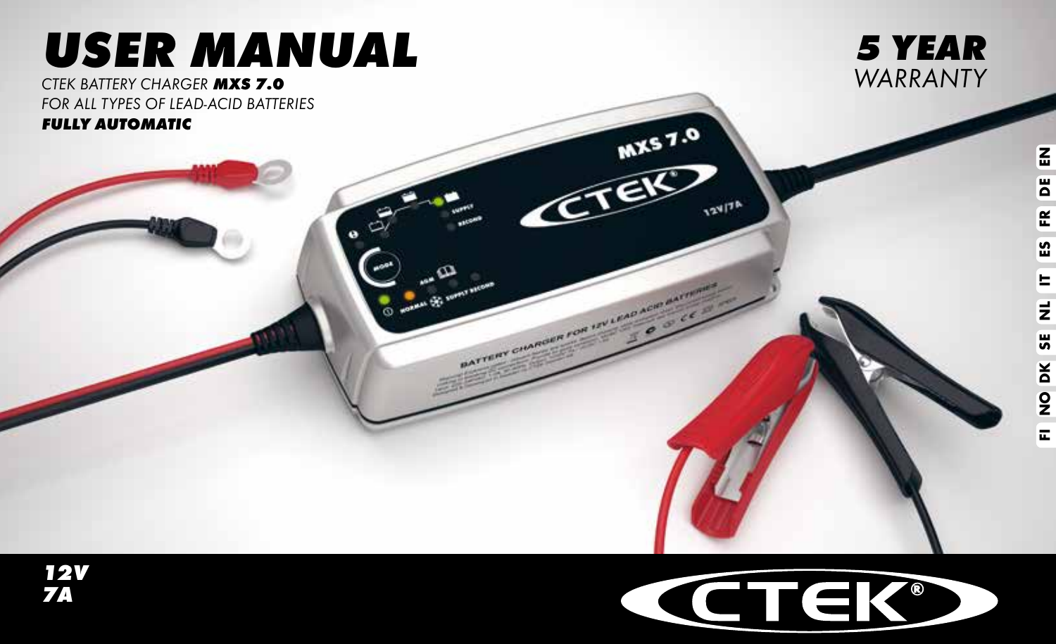# USER MANUAL

*CTEK BATTERY CHARGER* ***MXS 7.0***

*FOR ALL TYPES OF LEAD-ACID BATTERIES*

***FULLY AUTOMATIC***

**5 YEAR**
*WARRANTY*

EN DE FR ES IT NL SE DK NO FI

***12V***
***7A***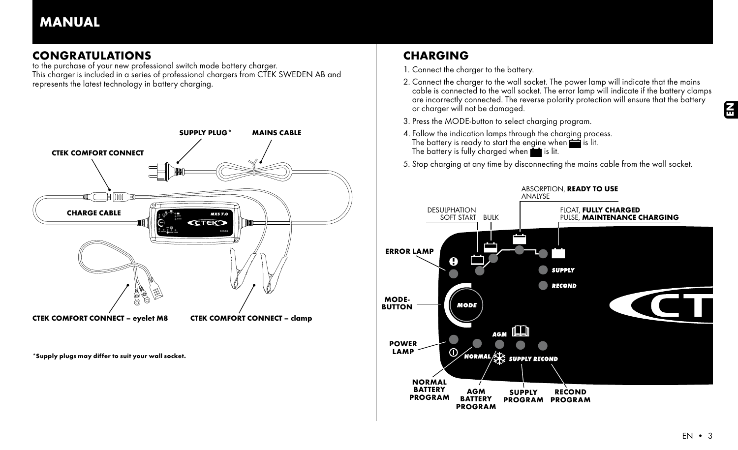# MANUAL

## CONGRATULATIONS

to the purchase of your new professional switch mode battery charger.
This charger is included in a series of professional chargers from CTEK SWEDEN AB and represents the latest technology in battery charging.

SUPPLY PLUG* MAINS CABLE

CTEK COMFORT CONNECT

CHARGE CABLE

CTEK COMFORT CONNECT – eyelet M8 CTEK COMFORT CONNECT – clamp

**\*Supply plugs may differ to suit your wall socket.**

## CHARGING

1. Connect the charger to the battery.
2. Connect the charger to the wall socket. The power lamp will indicate that the mains cable is connected to the wall socket. The error lamp will indicate if the battery clamps are incorrectly connected. The reverse polarity protection will ensure that the battery or charger will not be damaged.
3. Press the MODE-button to select charging program.
4. Follow the indication lamps through the charging process.
   The battery is ready to start the engine when [battery symbol] is lit.
   The battery is fully charged when [battery symbol] is lit.
5. Stop charging at any time by disconnecting the mains cable from the wall socket.

DESULPHATION, SOFT START, BULK, ABSORPTION, **READY TO USE**, ANALYSE, FLOAT, **FULLY CHARGED**, PULSE, **MAINTENANCE CHARGING**

**ERROR LAMP**, **MODE-BUTTON**, **POWER LAMP**, **NORMAL BATTERY PROGRAM**, **AGM BATTERY PROGRAM**, **SUPPLY PROGRAM**, **RECOND PROGRAM**

SUPPLY, RECOND, MODE, AGM, NORMAL, SUPPLY RECOND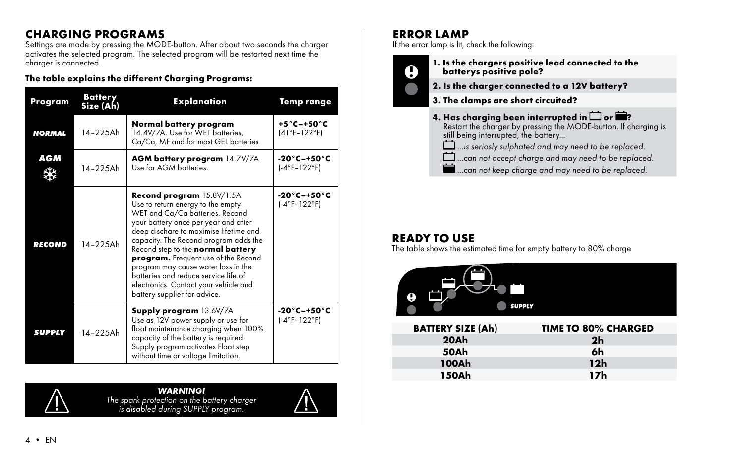## CHARGING PROGRAMS

Settings are made by pressing the MODE-button. After about two seconds the charger activates the selected program. The selected program will be restarted next time the charger is connected.

**The table explains the different Charging Programs:**

| Program | Battery Size (Ah) | Explanation | Temp range |
|---|---|---|---|
| ***NORMAL*** | 14–225Ah | **Normal battery program** 14.4V/7A. Use for WET batteries, Ca/Ca, MF and for most GEL batteries | **+5°C–+50°C** (41°F–122°F) |
| ***AGM*** | 14–225Ah | **AGM battery program** 14.7V/7A Use for AGM batteries. | **-20°C–+50°C** (-4°F–122°F) |
| ***RECOND*** | 14–225Ah | **Recond program** 15.8V/1.5A Use to return energy to the empty WET and Ca/Ca batteries. Recond your battery once per year and after deep dischare to maximise lifetime and capacity. The Recond program adds the Recond step to the **normal battery program.** Frequent use of the Recond program may cause water loss in the batteries and reduce service life of electronics. Contact your vehicle and battery supplier for advice. | **-20°C–+50°C** (-4°F–122°F) |
| ***SUPPLY*** | 14–225Ah | **Supply program** 13.6V/7A Use as 12V power supply or use for float maintenance charging when 100% capacity of the battery is required. Supply program activates Float step without time or voltage limitation. | **-20°C–+50°C** (-4°F–122°F) |

***WARNING!***
*The spark protection on the battery charger is disabled during SUPPLY program.*

## ERROR LAMP

If the error lamp is lit, check the following:

1. **Is the chargers positive lead connected to the batterys positive pole?**
2. **Is the charger connected to a 12V battery?**
3. **The clamps are short circuited?**
4. **Has charging been interrupted in or ?**
   Restart the charger by pressing the MODE-button. If charging is still being interrupted, the battery...
   - *...is seriosly sulphated and may need to be replaced.*
   - *...can not accept charge and may need to be replaced.*
   - *...can not keep charge and may need to be replaced.*

## READY TO USE

The table shows the estimated time for empty battery to 80% charge

SUPPLY

| BATTERY SIZE (Ah) | TIME TO 80% CHARGED |
|---|---|
| 20Ah | 2h |
| 50Ah | 6h |
| 100Ah | 12h |
| 150Ah | 17h |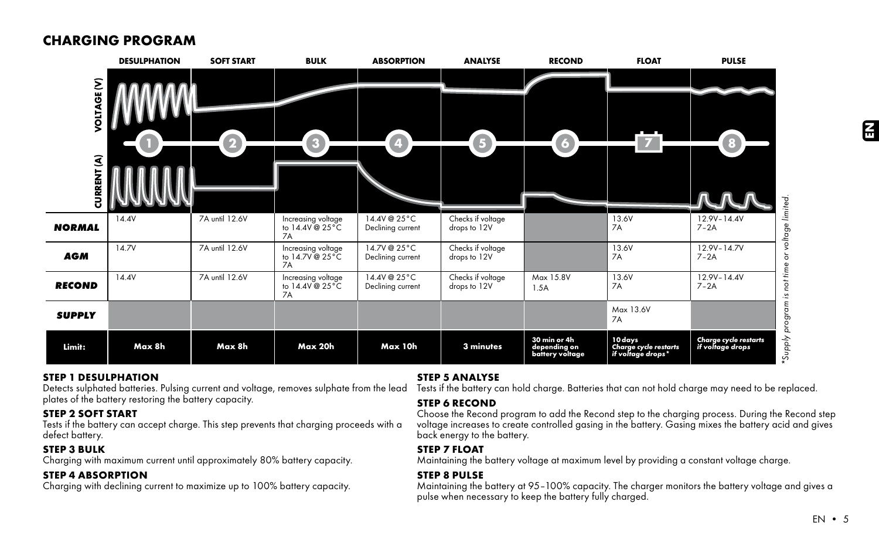## CHARGING PROGRAM

| | 1 DESULPHATION | 2 SOFT START | 3 BULK | 4 ABSORPTION | 5 ANALYSE | 6 RECOND | 7 FLOAT | 8 PULSE |
|---|---|---|---|---|---|---|---|---|
| ***NORMAL*** | 14.4V | 7A until 12.6V | Increasing voltage to 14.4V @ 25°C 7A | 14.4V @ 25°C Declining current | Checks if voltage drops to 12V | | 13.6V 7A | 12.9V–14.4V 7–2A |
| ***AGM*** | 14.7V | 7A until 12.6V | Increasing voltage to 14.7V @ 25°C 7A | 14.7V @ 25°C Declining current | Checks if voltage drops to 12V | | 13.6V 7A | 12.9V–14.7V 7–2A |
| ***RECOND*** | 14.4V | 7A until 12.6V | Increasing voltage to 14.4V @ 25°C 7A | 14.4V @ 25°C Declining current | Checks if voltage drops to 12V | Max 15.8V 1.5A | 13.6V 7A | 12.9V–14.4V 7–2A |
| ***SUPPLY*** | | | | | | | Max 13.6V 7A | |
| **Limit:** | **Max 8h** | **Max 8h** | **Max 20h** | **Max 10h** | **3 minutes** | **30 min or 4h depending on battery voltage** | ***10 days Charge cycle restarts if voltage drops**** | ***Charge cycle restarts if voltage drops*** |

*\*Supply program is not time or voltage limited.*

**STEP 1 DESULPHATION**
Detects sulphated batteries. Pulsing current and voltage, removes sulphate from the lead plates of the battery restoring the battery capacity.

**STEP 2 SOFT START**
Tests if the battery can accept charge. This step prevents that charging proceeds with a defect battery.

**STEP 3 BULK**
Charging with maximum current until approximately 80% battery capacity.

**STEP 4 ABSORPTION**
Charging with declining current to maximize up to 100% battery capacity.

**STEP 5 ANALYSE**
Tests if the battery can hold charge. Batteries that can not hold charge may need to be replaced.

**STEP 6 RECOND**
Choose the Recond program to add the Recond step to the charging process. During the Recond step voltage increases to create controlled gasing in the battery. Gasing mixes the battery acid and gives back energy to the battery.

**STEP 7 FLOAT**
Maintaining the battery voltage at maximum level by providing a constant voltage charge.

**STEP 8 PULSE**
Maintaining the battery at 95–100% capacity. The charger monitors the battery voltage and gives a pulse when necessary to keep the battery fully charged.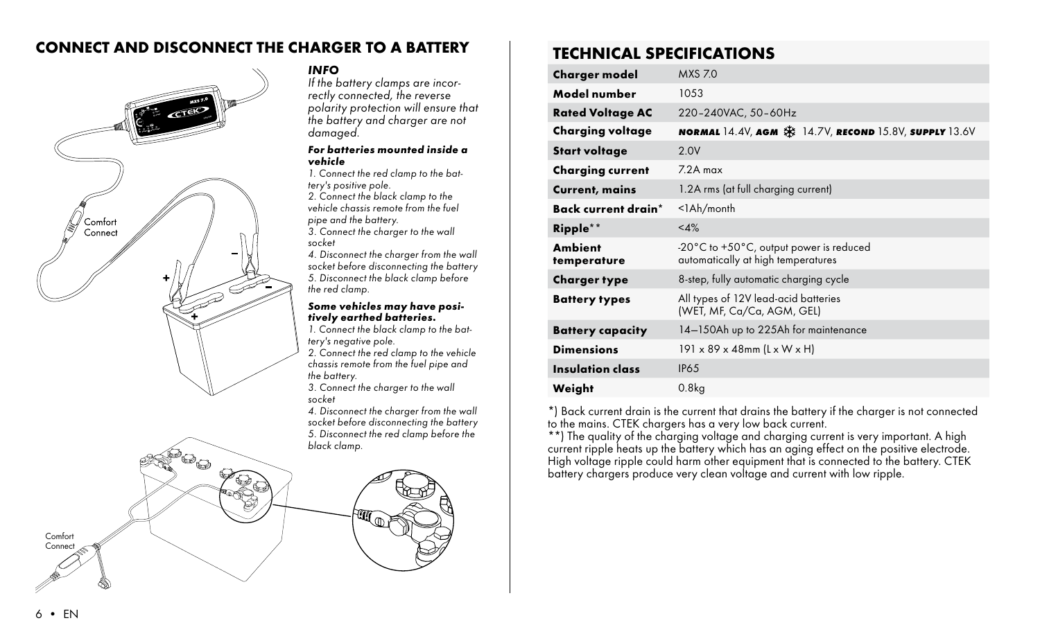## CONNECT AND DISCONNECT THE CHARGER TO A BATTERY

Comfort Connect

Comfort Connect

***INFO***

*If the battery clamps are incorrectly connected, the reverse polarity protection will ensure that the battery and charger are not damaged.*

***For batteries mounted inside a vehicle***

*1. Connect the red clamp to the battery's positive pole.*
*2. Connect the black clamp to the vehicle chassis remote from the fuel pipe and the battery.*
*3. Connect the charger to the wall socket*
*4. Disconnect the charger from the wall socket before disconnecting the battery*
*5. Disconnect the black clamp before the red clamp.*

***Some vehicles may have positively earthed batteries.***

*1. Connect the black clamp to the battery's negative pole.*
*2. Connect the red clamp to the vehicle chassis remote from the fuel pipe and the battery.*
*3. Connect the charger to the wall socket*
*4. Disconnect the charger from the wall socket before disconnecting the battery*
*5. Disconnect the red clamp before the black clamp.*

## TECHNICAL SPECIFICATIONS

| | |
|---|---|
| **Charger model** | MXS 7.0 |
| **Model number** | 1053 |
| **Rated Voltage AC** | 220–240VAC, 50–60Hz |
| **Charging voltage** | ***NORMAL*** 14.4V, ***AGM*** ❄ 14.7V, ***RECOND*** 15.8V, ***SUPPLY*** 13.6V |
| **Start voltage** | 2.0V |
| **Charging current** | 7.2A max |
| **Current, mains** | 1.2A rms (at full charging current) |
| **Back current drain*** | <1Ah/month |
| **Ripple**** | <4% |
| **Ambient temperature** | -20°C to +50°C, output power is reduced automatically at high temperatures |
| **Charger type** | 8-step, fully automatic charging cycle |
| **Battery types** | All types of 12V lead-acid batteries (WET, MF, Ca/Ca, AGM, GEL) |
| **Battery capacity** | 14–150Ah up to 225Ah for maintenance |
| **Dimensions** | 191 x 89 x 48mm (L x W x H) |
| **Insulation class** | IP65 |
| **Weight** | 0.8kg |

*) Back current drain is the current that drains the battery if the charger is not connected to the mains. CTEK chargers has a very low back current.

**) The quality of the charging voltage and charging current is very important. A high current ripple heats up the battery which has an aging effect on the positive electrode. High voltage ripple could harm other equipment that is connected to the battery. CTEK battery chargers produce very clean voltage and current with low ripple.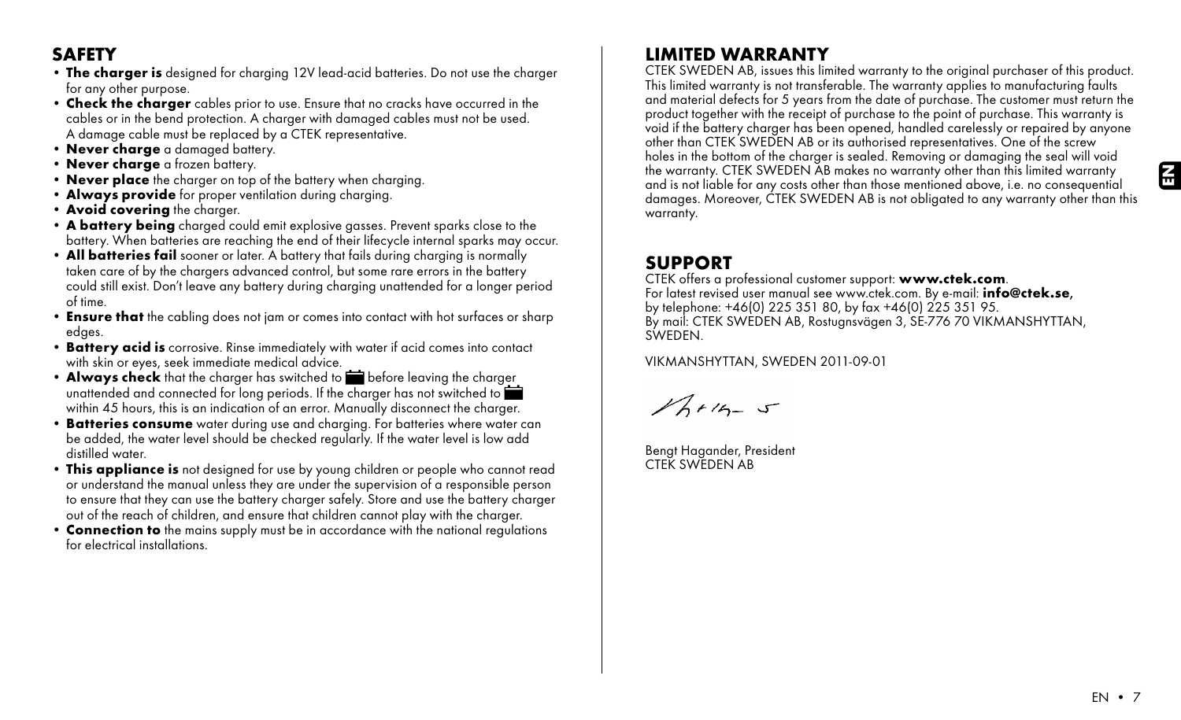## SAFETY

- **The charger is** designed for charging 12V lead-acid batteries. Do not use the charger for any other purpose.
- **Check the charger** cables prior to use. Ensure that no cracks have occurred in the cables or in the bend protection. A charger with damaged cables must not be used. A damage cable must be replaced by a CTEK representative.
- **Never charge** a damaged battery.
- **Never charge** a frozen battery.
- **Never place** the charger on top of the battery when charging.
- **Always provide** for proper ventilation during charging.
- **Avoid covering** the charger.
- **A battery being** charged could emit explosive gasses. Prevent sparks close to the battery. When batteries are reaching the end of their lifecycle internal sparks may occur.
- **All batteries fail** sooner or later. A battery that fails during charging is normally taken care of by the chargers advanced control, but some rare errors in the battery could still exist. Don't leave any battery during charging unattended for a longer period of time.
- **Ensure that** the cabling does not jam or comes into contact with hot surfaces or sharp edges.
- **Battery acid is** corrosive. Rinse immediately with water if acid comes into contact with skin or eyes, seek immediate medical advice.
- **Always check** that the charger has switched to before leaving the charger unattended and connected for long periods. If the charger has not switched to within 45 hours, this is an indication of an error. Manually disconnect the charger.
- **Batteries consume** water during use and charging. For batteries where water can be added, the water level should be checked regularly. If the water level is low add distilled water.
- **This appliance is** not designed for use by young children or people who cannot read or understand the manual unless they are under the supervision of a responsible person to ensure that they can use the battery charger safely. Store and use the battery charger out of the reach of children, and ensure that children cannot play with the charger.
- **Connection to** the mains supply must be in accordance with the national regulations for electrical installations.

## LIMITED WARRANTY

CTEK SWEDEN AB, issues this limited warranty to the original purchaser of this product. This limited warranty is not transferable. The warranty applies to manufacturing faults and material defects for 5 years from the date of purchase. The customer must return the product together with the receipt of purchase to the point of purchase. This warranty is void if the battery charger has been opened, handled carelessly or repaired by anyone other than CTEK SWEDEN AB or its authorised representatives. One of the screw holes in the bottom of the charger is sealed. Removing or damaging the seal will void the warranty. CTEK SWEDEN AB makes no warranty other than this limited warranty and is not liable for any costs other than those mentioned above, i.e. no consequential damages. Moreover, CTEK SWEDEN AB is not obligated to any warranty other than this warranty.

## SUPPORT

CTEK offers a professional customer support: **www.ctek.com**.
For latest revised user manual see www.ctek.com. By e-mail: **info@ctek.se**, by telephone: +46(0) 225 351 80, by fax +46(0) 225 351 95.
By mail: CTEK SWEDEN AB, Rostugnsvägen 3, SE-776 70 VIKMANSHYTTAN, SWEDEN.

VIKMANSHYTTAN, SWEDEN 2011-09-01

Bengt Hagander, President
CTEK SWEDEN AB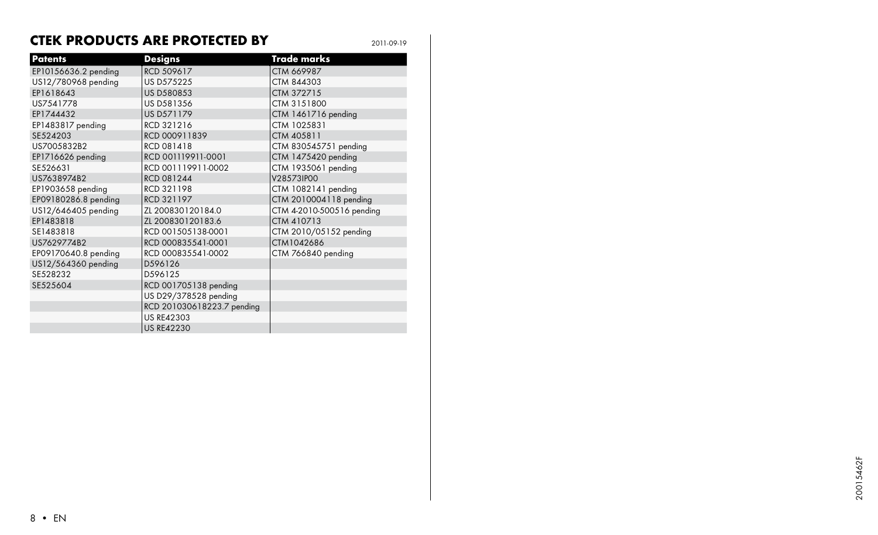## CTEK PRODUCTS ARE PROTECTED BY

2011-09-19

| Patents | Designs | Trade marks |
|---|---|---|
| EP10156636.2 pending | RCD 509617 | CTM 669987 |
| US12/780968 pending | US D575225 | CTM 844303 |
| EP1618643 | US D580853 | CTM 372715 |
| US7541778 | US D581356 | CTM 3151800 |
| EP1744432 | US D571179 | CTM 1461716 pending |
| EP1483817 pending | RCD 321216 | CTM 1025831 |
| SE524203 | RCD 000911839 | CTM 405811 |
| US7005832B2 | RCD 081418 | CTM 830545751 pending |
| EP1716626 pending | RCD 001119911-0001 | CTM 1475420 pending |
| SE526631 | RCD 001119911-0002 | CTM 1935061 pending |
| US7638974B2 | RCD 081244 | V28573IP00 |
| EP1903658 pending | RCD 321198 | CTM 1082141 pending |
| EP09180286.8 pending | RCD 321197 | CTM 2010004118 pending |
| US12/646405 pending | ZL 200830120184.0 | CTM 4-2010-500516 pending |
| EP1483818 | ZL 200830120183.6 | CTM 410713 |
| SE1483818 | RCD 001505138-0001 | CTM 2010/05152 pending |
| US7629774B2 | RCD 000835541-0001 | CTM1042686 |
| EP09170640.8 pending | RCD 000835541-0002 | CTM 766840 pending |
| US12/564360 pending | D596126 | |
| SE528232 | D596125 | |
| SE525604 | RCD 001705138 pending | |
| | US D29/378528 pending | |
| | RCD 201030618223.7 pending | |
| | US RE42303 | |
| | US RE42230 | |

20015462F